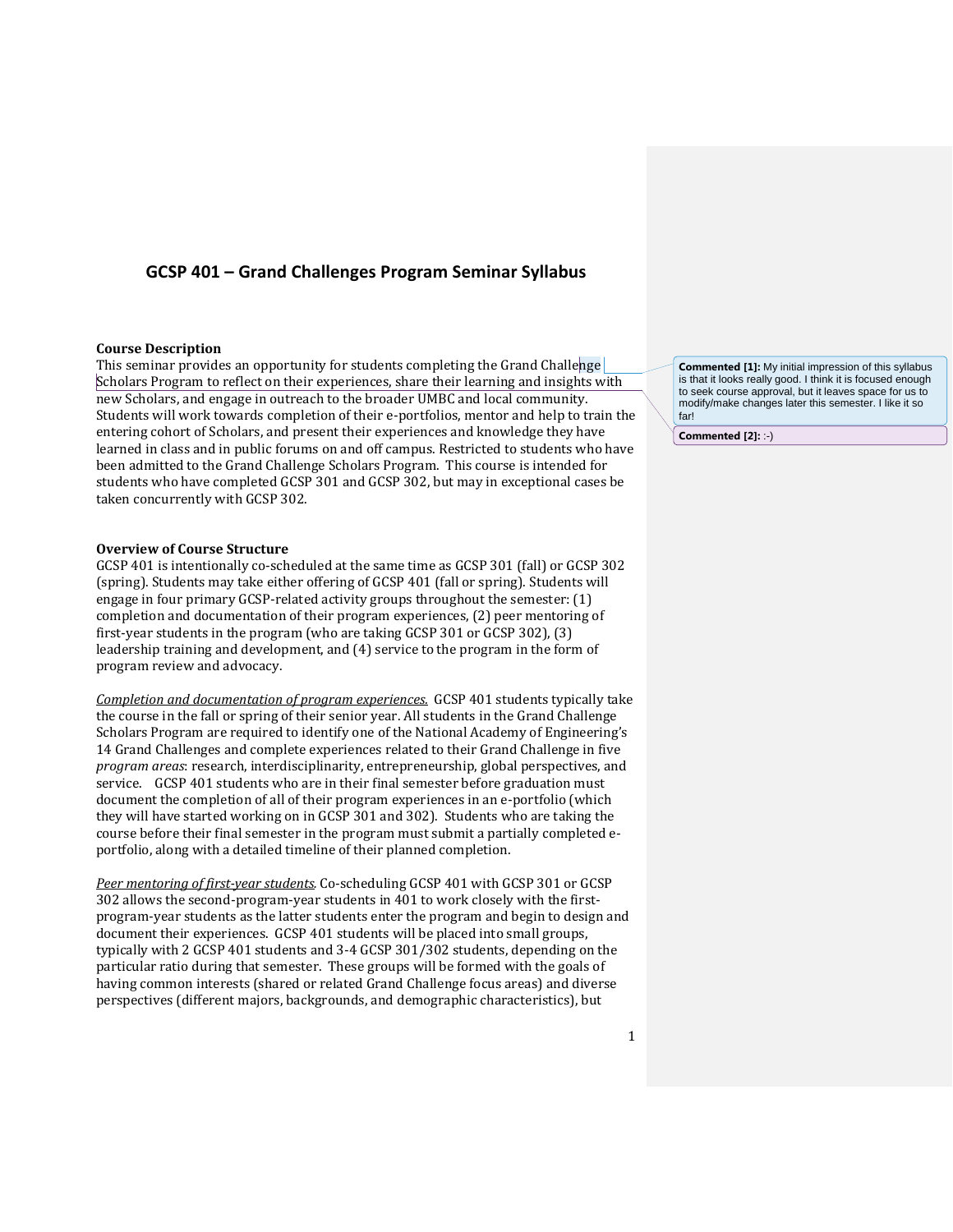# GCSP 401 – Grand Challenges Program Seminar Syllabus

**Course Description**

This seminar provides an opportunity for students completing the Grand Challenge Scholars Program to reflect on their experiences, share their learning and insights with new Scholars, and engage in outreach to the broader UMBC and local community. Students will work towards completion of their e-portfolios, mentor and help to train the entering cohort of Scholars, and present their experiences and knowledge they have learned in class and in public forums on and off campus. Restricted to students who have been admitted to the Grand Challenge Scholars Program. This course is intended for students who have completed GCSP 301 and GCSP 302, but may in exceptional cases be taken concurrently with GCSP 302.

> **Commented [1]:** My initial impression of this syllabus is that it looks really good. I think it is focused enough to seek course approval, but it leaves space for us to modify/make changes later this semester. I like it so far!
>
> **Commented [2]:** :-)

**Overview of Course Structure**

GCSP 401 is intentionally co-scheduled at the same time as GCSP 301 (fall) or GCSP 302 (spring). Students may take either offering of GCSP 401 (fall or spring). Students will engage in four primary GCSP-related activity groups throughout the semester: (1) completion and documentation of their program experiences, (2) peer mentoring of first-year students in the program (who are taking GCSP 301 or GCSP 302), (3) leadership training and development, and (4) service to the program in the form of program review and advocacy.

_Completion and documentation of program experiences._ GCSP 401 students typically take the course in the fall or spring of their senior year. All students in the Grand Challenge Scholars Program are required to identify one of the National Academy of Engineering's 14 Grand Challenges and complete experiences related to their Grand Challenge in five *program areas*: research, interdisciplinarity, entrepreneurship, global perspectives, and service. GCSP 401 students who are in their final semester before graduation must document the completion of all of their program experiences in an e-portfolio (which they will have started working on in GCSP 301 and 302). Students who are taking the course before their final semester in the program must submit a partially completed e-portfolio, along with a detailed timeline of their planned completion.

_Peer mentoring of first-year students._ Co-scheduling GCSP 401 with GCSP 301 or GCSP 302 allows the second-program-year students in 401 to work closely with the first-program-year students as the latter students enter the program and begin to design and document their experiences. GCSP 401 students will be placed into small groups, typically with 2 GCSP 401 students and 3-4 GCSP 301/302 students, depending on the particular ratio during that semester. These groups will be formed with the goals of having common interests (shared or related Grand Challenge focus areas) and diverse perspectives (different majors, backgrounds, and demographic characteristics), but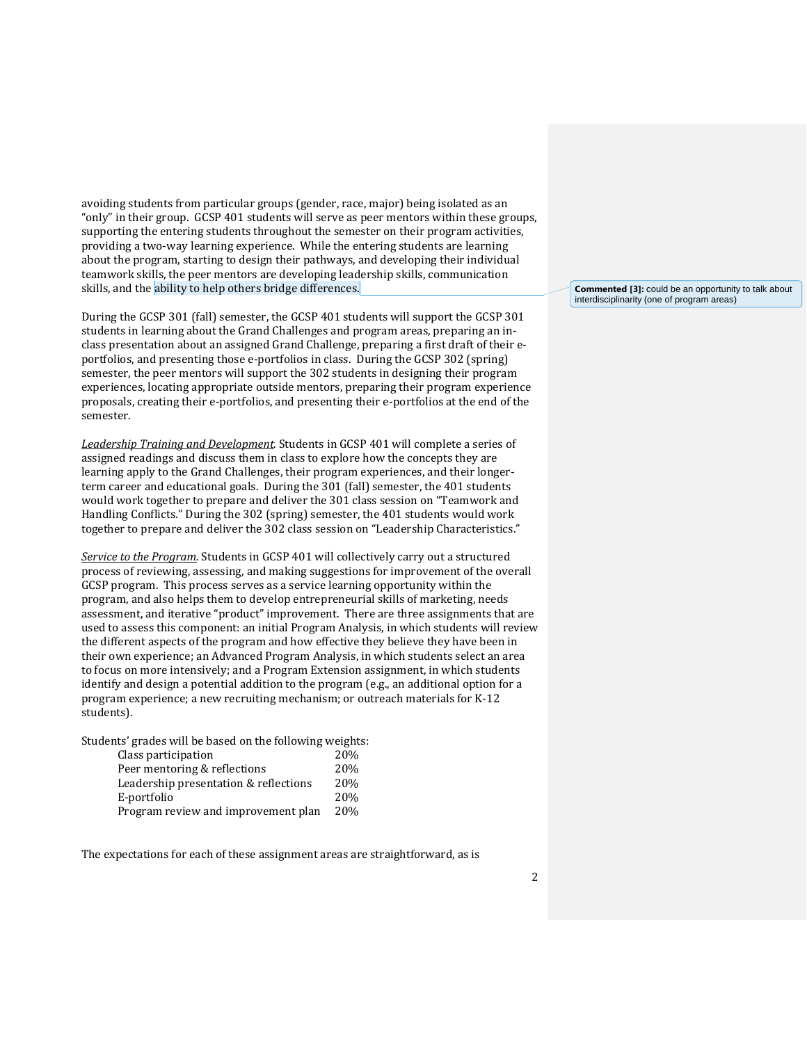avoiding students from particular groups (gender, race, major) being isolated as an "only" in their group.  GCSP 401 students will serve as peer mentors within these groups, supporting the entering students throughout the semester on their program activities, providing a two-way learning experience.  While the entering students are learning about the program, starting to design their pathways, and developing their individual teamwork skills, the peer mentors are developing leadership skills, communication skills, and the ability to help others bridge differences.

**Commented [3]:** could be an opportunity to talk about interdisciplinarity (one of program areas)

During the GCSP 301 (fall) semester, the GCSP 401 students will support the GCSP 301 students in learning about the Grand Challenges and program areas, preparing an in-class presentation about an assigned Grand Challenge, preparing a first draft of their e-portfolios, and presenting those e-portfolios in class.  During the GCSP 302 (spring) semester, the peer mentors will support the 302 students in designing their program experiences, locating appropriate outside mentors, preparing their program experience proposals, creating their e-portfolios, and presenting their e-portfolios at the end of the semester.

*Leadership Training and Development*. Students in GCSP 401 will complete a series of assigned readings and discuss them in class to explore how the concepts they are learning apply to the Grand Challenges, their program experiences, and their longer-term career and educational goals.  During the 301 (fall) semester, the 401 students would work together to prepare and deliver the 301 class session on "Teamwork and Handling Conflicts." During the 302 (spring) semester, the 401 students would work together to prepare and deliver the 302 class session on "Leadership Characteristics."

*Service to the Program.* Students in GCSP 401 will collectively carry out a structured process of reviewing, assessing, and making suggestions for improvement of the overall GCSP program.  This process serves as a service learning opportunity within the program, and also helps them to develop entrepreneurial skills of marketing, needs assessment, and iterative "product" improvement.  There are three assignments that are used to assess this component: an initial Program Analysis, in which students will review the different aspects of the program and how effective they believe they have been in their own experience; an Advanced Program Analysis, in which students select an area to focus on more intensively; and a Program Extension assignment, in which students identify and design a potential addition to the program (e.g., an additional option for a program experience; a new recruiting mechanism; or outreach materials for K-12 students).

Students' grades will be based on the following weights:

| | |
|---|---|
| Class participation | 20% |
| Peer mentoring & reflections | 20% |
| Leadership presentation & reflections | 20% |
| E-portfolio | 20% |
| Program review and improvement plan | 20% |

The expectations for each of these assignment areas are straightforward, as is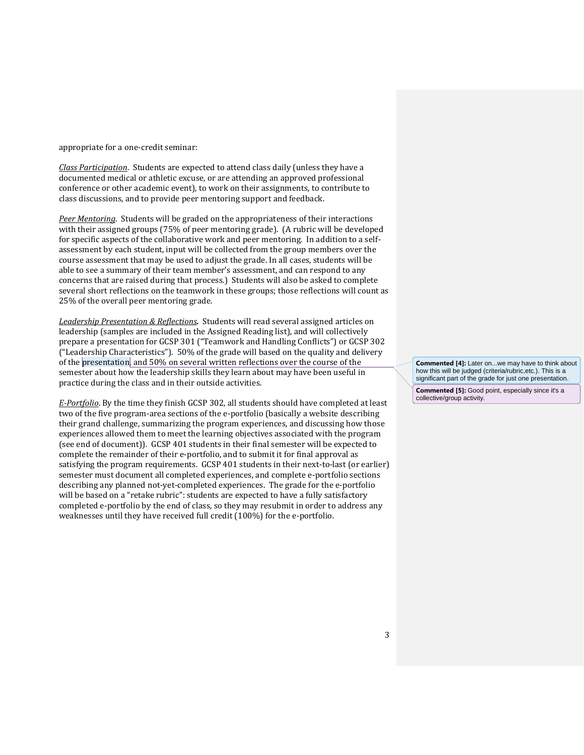appropriate for a one-credit seminar:

*Class Participation*. Students are expected to attend class daily (unless they have a documented medical or athletic excuse, or are attending an approved professional conference or other academic event), to work on their assignments, to contribute to class discussions, and to provide peer mentoring support and feedback.

*Peer Mentoring*. Students will be graded on the appropriateness of their interactions with their assigned groups (75% of peer mentoring grade). (A rubric will be developed for specific aspects of the collaborative work and peer mentoring. In addition to a self-assessment by each student, input will be collected from the group members over the course assessment that may be used to adjust the grade. In all cases, students will be able to see a summary of their team member's assessment, and can respond to any concerns that are raised during that process.) Students will also be asked to complete several short reflections on the teamwork in these groups; those reflections will count as 25% of the overall peer mentoring grade.

*Leadership Presentation & Reflections*. Students will read several assigned articles on leadership (samples are included in the Assigned Reading list), and will collectively prepare a presentation for GCSP 301 ("Teamwork and Handling Conflicts") or GCSP 302 ("Leadership Characteristics"). 50% of the grade will based on the quality and delivery of the presentation, and 50% on several written reflections over the course of the semester about how the leadership skills they learn about may have been useful in practice during the class and in their outside activities.

> **Commented [4]:** Later on...we may have to think about how this will be judged (criteria/rubric,etc.). This is a significant part of the grade for just one presentation.
>
> **Commented [5]:** Good point, especially since it's a collective/group activity.

*E-Portfolio*. By the time they finish GCSP 302, all students should have completed at least two of the five program-area sections of the e-portfolio (basically a website describing their grand challenge, summarizing the program experiences, and discussing how those experiences allowed them to meet the learning objectives associated with the program (see end of document)). GCSP 401 students in their final semester will be expected to complete the remainder of their e-portfolio, and to submit it for final approval as satisfying the program requirements. GCSP 401 students in their next-to-last (or earlier) semester must document all completed experiences, and complete e-portfolio sections describing any planned not-yet-completed experiences. The grade for the e-portfolio will be based on a "retake rubric": students are expected to have a fully satisfactory completed e-portfolio by the end of class, so they may resubmit in order to address any weaknesses until they have received full credit (100%) for the e-portfolio.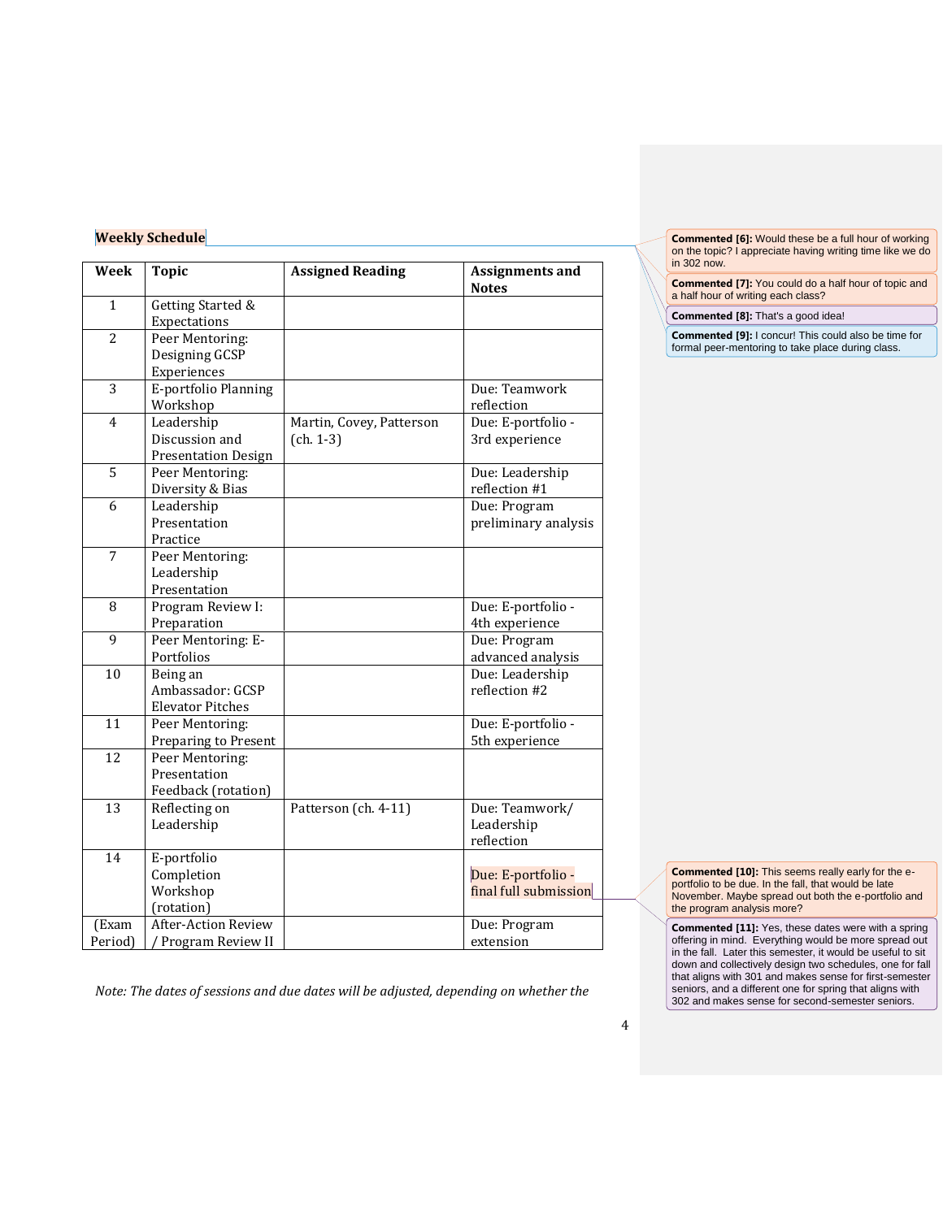**Weekly Schedule**

| Week | Topic | Assigned Reading | Assignments and Notes |
|---|---|---|---|
| 1 | Getting Started & Expectations | | |
| 2 | Peer Mentoring: Designing GCSP Experiences | | |
| 3 | E-portfolio Planning Workshop | | Due: Teamwork reflection |
| 4 | Leadership Discussion and Presentation Design | Martin, Covey, Patterson (ch. 1-3) | Due: E-portfolio - 3rd experience |
| 5 | Peer Mentoring: Diversity & Bias | | Due: Leadership reflection #1 |
| 6 | Leadership Presentation Practice | | Due: Program preliminary analysis |
| 7 | Peer Mentoring: Leadership Presentation | | |
| 8 | Program Review I: Preparation | | Due: E-portfolio - 4th experience |
| 9 | Peer Mentoring: E-Portfolios | | Due: Program advanced analysis |
| 10 | Being an Ambassador: GCSP Elevator Pitches | | Due: Leadership reflection #2 |
| 11 | Peer Mentoring: Preparing to Present | | Due: E-portfolio - 5th experience |
| 12 | Peer Mentoring: Presentation Feedback (rotation) | | |
| 13 | Reflecting on Leadership | Patterson (ch. 4-11) | Due: Teamwork/ Leadership reflection |
| 14 | E-portfolio Completion Workshop (rotation) | | Due: E-portfolio - final full submission |
| (Exam Period) | After-Action Review / Program Review II | | Due: Program extension |

*Note: The dates of sessions and due dates will be adjusted, depending on whether the*

**Commented [6]:** Would these be a full hour of working on the topic? I appreciate having writing time like we do in 302 now.

**Commented [7]:** You could do a half hour of topic and a half hour of writing each class?

**Commented [8]:** That's a good idea!

**Commented [9]:** I concur! This could also be time for formal peer-mentoring to take place during class.

**Commented [10]:** This seems really early for the e-portfolio to be due. In the fall, that would be late November. Maybe spread out both the e-portfolio and the program analysis more?

**Commented [11]:** Yes, these dates were with a spring offering in mind. Everything would be more spread out in the fall. Later this semester, it would be useful to sit down and collectively design two schedules, one for fall that aligns with 301 and makes sense for first-semester seniors, and a different one for spring that aligns with 302 and makes sense for second-semester seniors.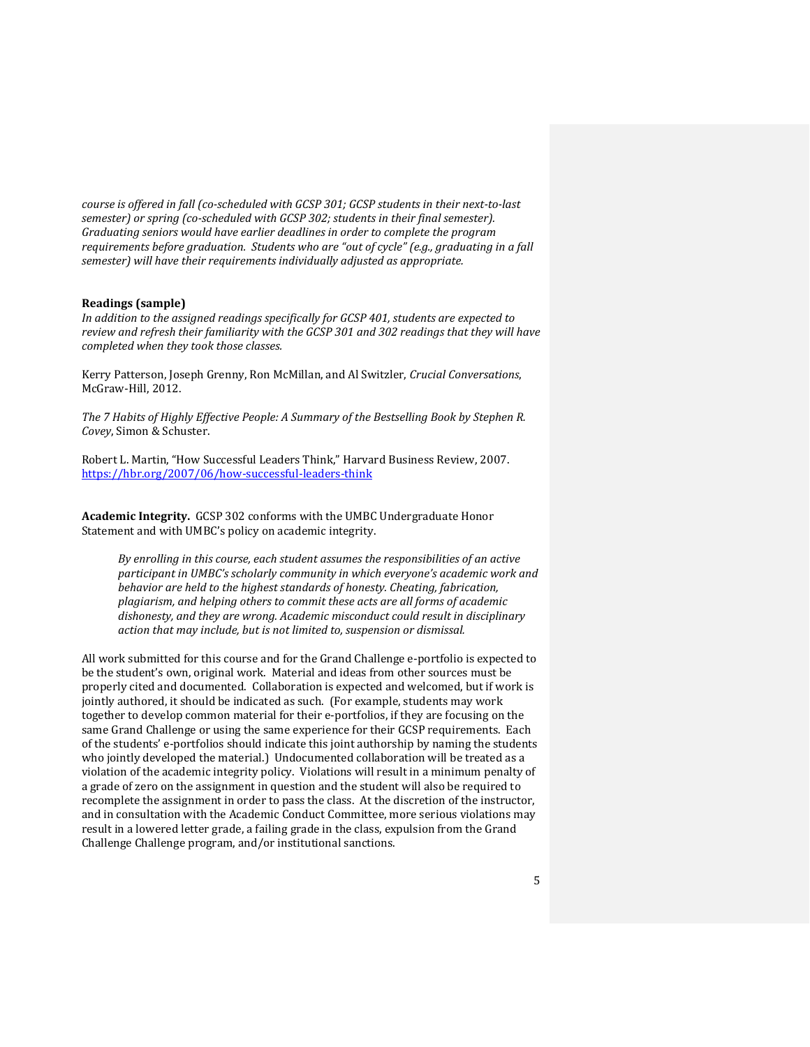*course is offered in fall (co-scheduled with GCSP 301; GCSP students in their next-to-last semester) or spring (co-scheduled with GCSP 302; students in their final semester). Graduating seniors would have earlier deadlines in order to complete the program requirements before graduation. Students who are "out of cycle" (e.g., graduating in a fall semester) will have their requirements individually adjusted as appropriate.*

**Readings (sample)**

*In addition to the assigned readings specifically for GCSP 401, students are expected to review and refresh their familiarity with the GCSP 301 and 302 readings that they will have completed when they took those classes.*

Kerry Patterson, Joseph Grenny, Ron McMillan, and Al Switzler, *Crucial Conversations*, McGraw-Hill, 2012.

*The 7 Habits of Highly Effective People: A Summary of the Bestselling Book by Stephen R. Covey*, Simon & Schuster.

Robert L. Martin, "How Successful Leaders Think," Harvard Business Review, 2007. [https://hbr.org/2007/06/how-successful-leaders-think](https://hbr.org/2007/06/how-successful-leaders-think)

**Academic Integrity.** GCSP 302 conforms with the UMBC Undergraduate Honor Statement and with UMBC's policy on academic integrity.

> *By enrolling in this course, each student assumes the responsibilities of an active participant in UMBC's scholarly community in which everyone's academic work and behavior are held to the highest standards of honesty. Cheating, fabrication, plagiarism, and helping others to commit these acts are all forms of academic dishonesty, and they are wrong. Academic misconduct could result in disciplinary action that may include, but is not limited to, suspension or dismissal.*

All work submitted for this course and for the Grand Challenge e-portfolio is expected to be the student's own, original work. Material and ideas from other sources must be properly cited and documented. Collaboration is expected and welcomed, but if work is jointly authored, it should be indicated as such. (For example, students may work together to develop common material for their e-portfolios, if they are focusing on the same Grand Challenge or using the same experience for their GCSP requirements. Each of the students' e-portfolios should indicate this joint authorship by naming the students who jointly developed the material.) Undocumented collaboration will be treated as a violation of the academic integrity policy. Violations will result in a minimum penalty of a grade of zero on the assignment in question and the student will also be required to recomplete the assignment in order to pass the class. At the discretion of the instructor, and in consultation with the Academic Conduct Committee, more serious violations may result in a lowered letter grade, a failing grade in the class, expulsion from the Grand Challenge Challenge program, and/or institutional sanctions.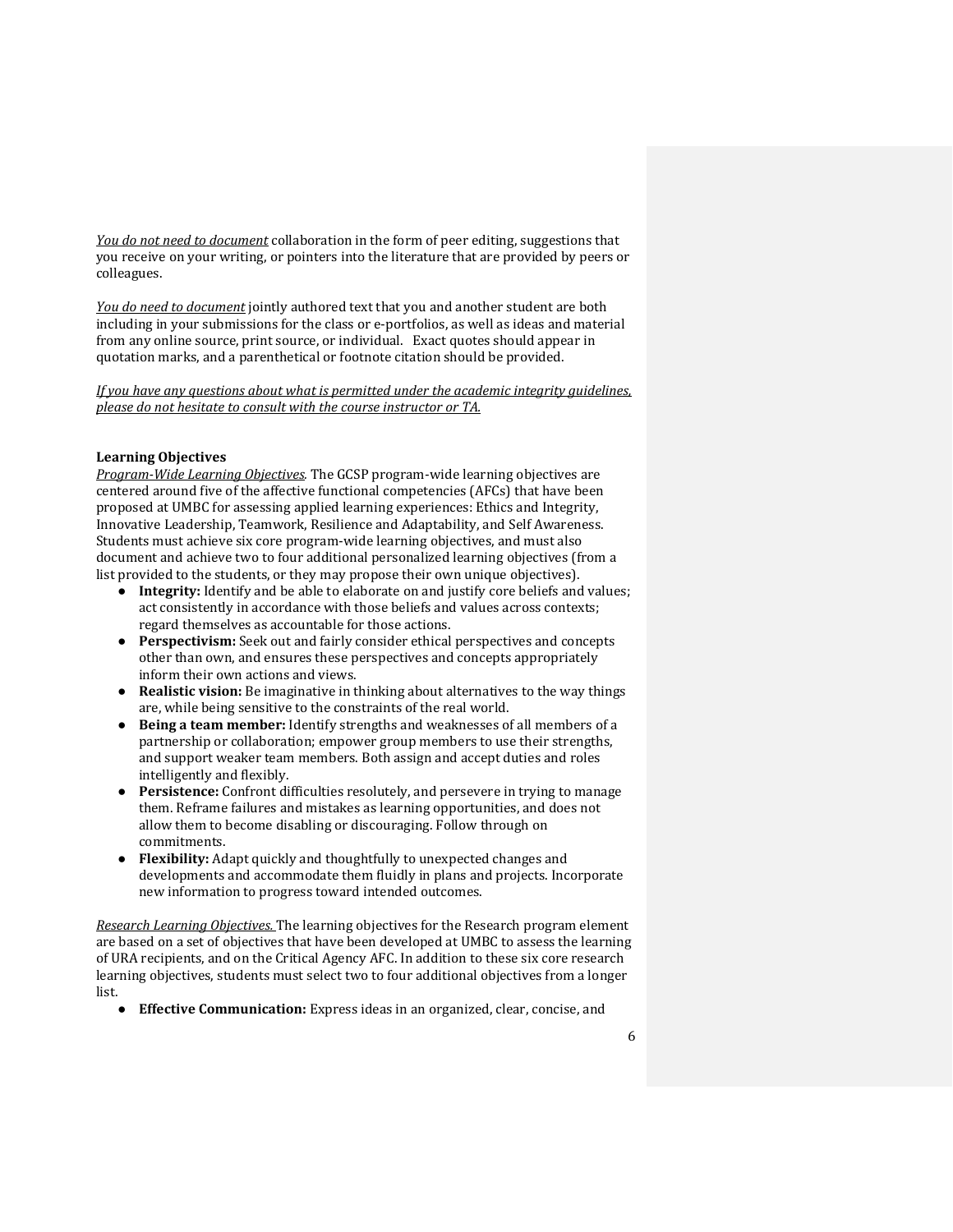*You do not need to document* collaboration in the form of peer editing, suggestions that you receive on your writing, or pointers into the literature that are provided by peers or colleagues.

*You do need to document* jointly authored text that you and another student are both including in your submissions for the class or e-portfolios, as well as ideas and material from any online source, print source, or individual. Exact quotes should appear in quotation marks, and a parenthetical or footnote citation should be provided.

*If you have any questions about what is permitted under the academic integrity guidelines, please do not hesitate to consult with the course instructor or TA.*

**Learning Objectives**

*Program-Wide Learning Objectives.* The GCSP program-wide learning objectives are centered around five of the affective functional competencies (AFCs) that have been proposed at UMBC for assessing applied learning experiences: Ethics and Integrity, Innovative Leadership, Teamwork, Resilience and Adaptability, and Self Awareness. Students must achieve six core program-wide learning objectives, and must also document and achieve two to four additional personalized learning objectives (from a list provided to the students, or they may propose their own unique objectives).

- **Integrity:** Identify and be able to elaborate on and justify core beliefs and values; act consistently in accordance with those beliefs and values across contexts; regard themselves as accountable for those actions.
- **Perspectivism:** Seek out and fairly consider ethical perspectives and concepts other than own, and ensures these perspectives and concepts appropriately inform their own actions and views.
- **Realistic vision:** Be imaginative in thinking about alternatives to the way things are, while being sensitive to the constraints of the real world.
- **Being a team member:** Identify strengths and weaknesses of all members of a partnership or collaboration; empower group members to use their strengths, and support weaker team members. Both assign and accept duties and roles intelligently and flexibly.
- **Persistence:** Confront difficulties resolutely, and persevere in trying to manage them. Reframe failures and mistakes as learning opportunities, and does not allow them to become disabling or discouraging. Follow through on commitments.
- **Flexibility:** Adapt quickly and thoughtfully to unexpected changes and developments and accommodate them fluidly in plans and projects. Incorporate new information to progress toward intended outcomes.

*Research Learning Objectives.* The learning objectives for the Research program element are based on a set of objectives that have been developed at UMBC to assess the learning of URA recipients, and on the Critical Agency AFC. In addition to these six core research learning objectives, students must select two to four additional objectives from a longer list.

- **Effective Communication:** Express ideas in an organized, clear, concise, and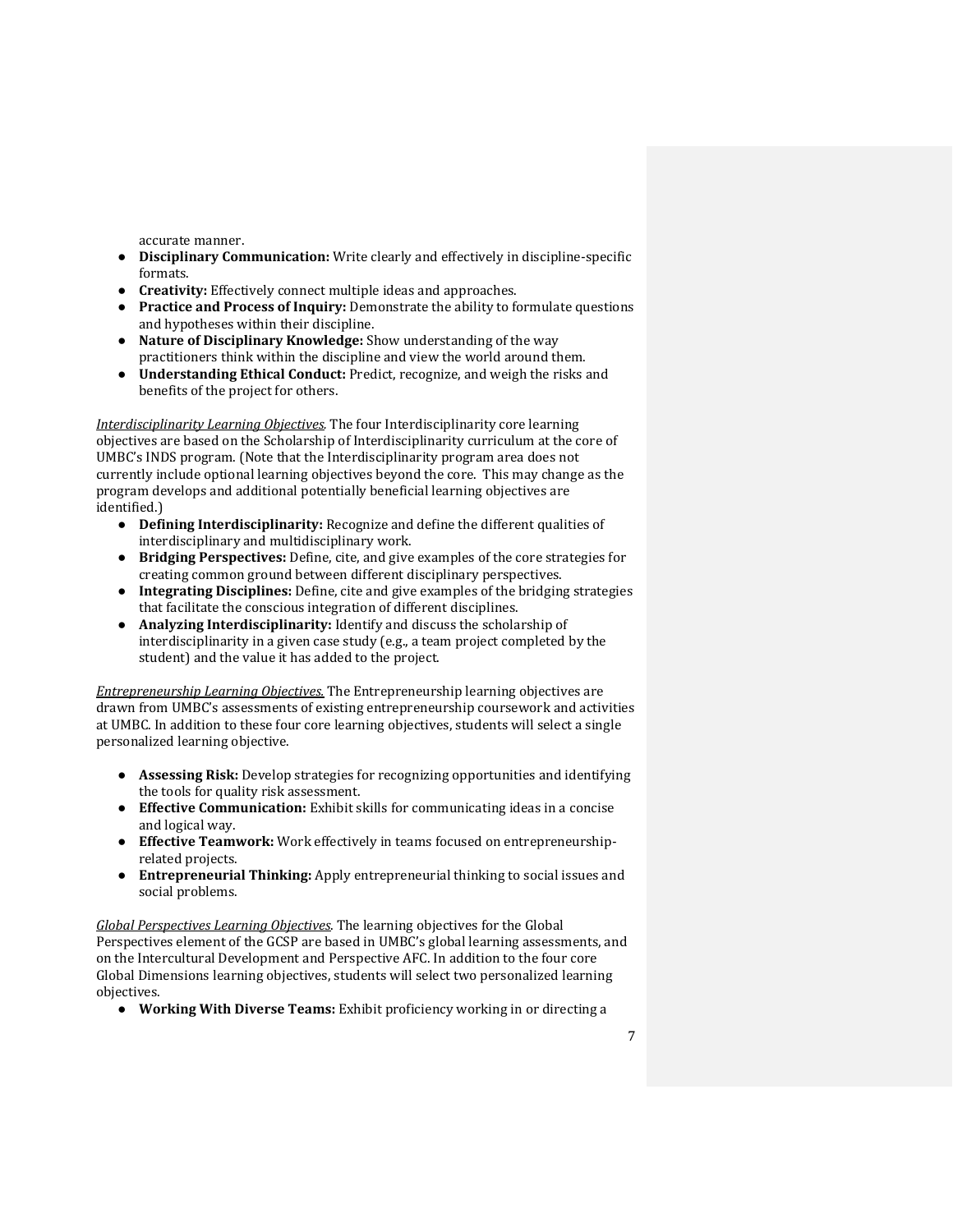accurate manner.

- **Disciplinary Communication:** Write clearly and effectively in discipline-specific formats.
- **Creativity:** Effectively connect multiple ideas and approaches.
- **Practice and Process of Inquiry:** Demonstrate the ability to formulate questions and hypotheses within their discipline.
- **Nature of Disciplinary Knowledge:** Show understanding of the way practitioners think within the discipline and view the world around them.
- **Understanding Ethical Conduct:** Predict, recognize, and weigh the risks and benefits of the project for others.

*Interdisciplinarity Learning Objectives.* The four Interdisciplinarity core learning objectives are based on the Scholarship of Interdisciplinarity curriculum at the core of UMBC's INDS program. (Note that the Interdisciplinarity program area does not currently include optional learning objectives beyond the core. This may change as the program develops and additional potentially beneficial learning objectives are identified.)

- **Defining Interdisciplinarity:** Recognize and define the different qualities of interdisciplinary and multidisciplinary work.
- **Bridging Perspectives:** Define, cite, and give examples of the core strategies for creating common ground between different disciplinary perspectives.
- **Integrating Disciplines:** Define, cite and give examples of the bridging strategies that facilitate the conscious integration of different disciplines.
- **Analyzing Interdisciplinarity:** Identify and discuss the scholarship of interdisciplinarity in a given case study (e.g., a team project completed by the student) and the value it has added to the project.

*Entrepreneurship Learning Objectives.* The Entrepreneurship learning objectives are drawn from UMBC's assessments of existing entrepreneurship coursework and activities at UMBC. In addition to these four core learning objectives, students will select a single personalized learning objective.

- **Assessing Risk:** Develop strategies for recognizing opportunities and identifying the tools for quality risk assessment.
- **Effective Communication:** Exhibit skills for communicating ideas in a concise and logical way.
- **Effective Teamwork:** Work effectively in teams focused on entrepreneurship-related projects.
- **Entrepreneurial Thinking:** Apply entrepreneurial thinking to social issues and social problems.

*Global Perspectives Learning Objectives.* The learning objectives for the Global Perspectives element of the GCSP are based in UMBC's global learning assessments, and on the Intercultural Development and Perspective AFC. In addition to the four core Global Dimensions learning objectives, students will select two personalized learning objectives.

- **Working With Diverse Teams:** Exhibit proficiency working in or directing a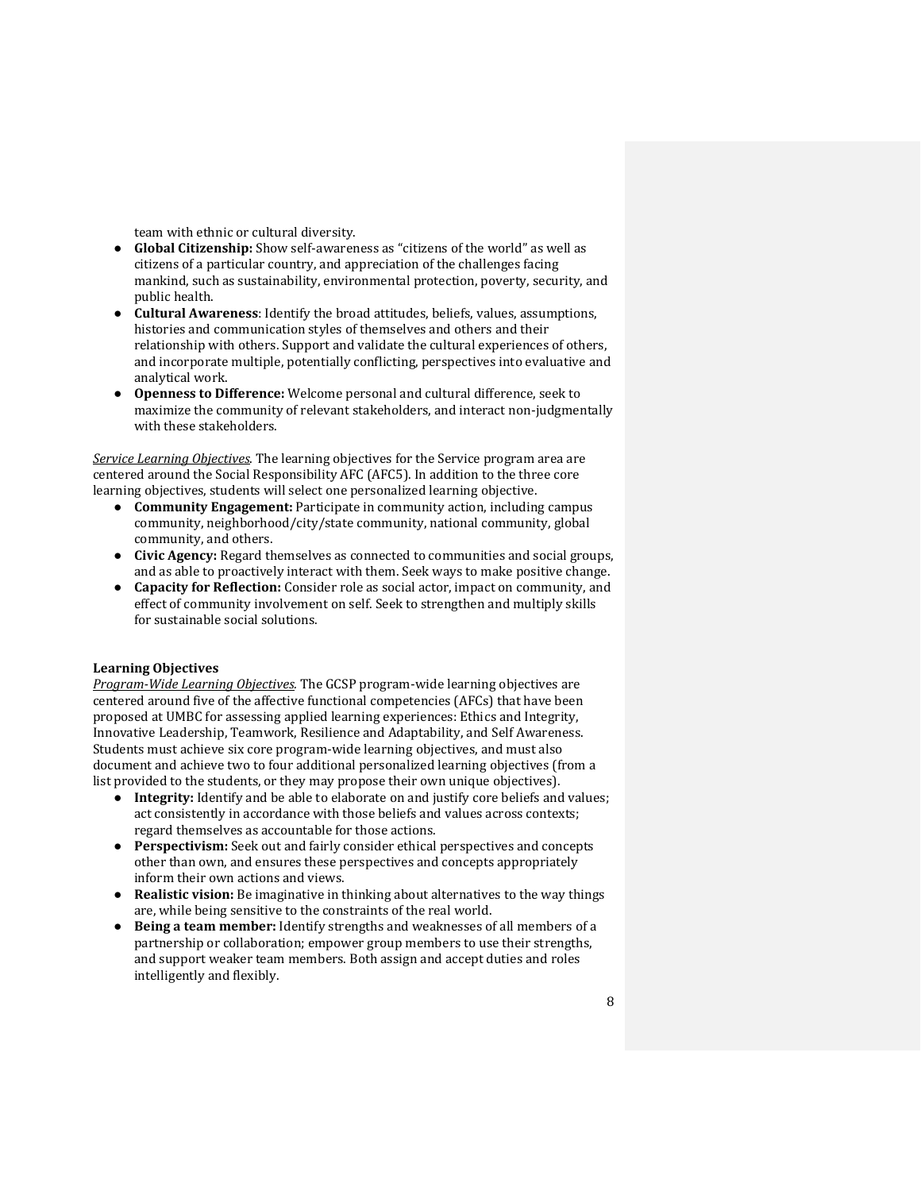team with ethnic or cultural diversity.

- **Global Citizenship:** Show self-awareness as "citizens of the world" as well as citizens of a particular country, and appreciation of the challenges facing mankind, such as sustainability, environmental protection, poverty, security, and public health.
- **Cultural Awareness**: Identify the broad attitudes, beliefs, values, assumptions, histories and communication styles of themselves and others and their relationship with others. Support and validate the cultural experiences of others, and incorporate multiple, potentially conflicting, perspectives into evaluative and analytical work.
- **Openness to Difference:** Welcome personal and cultural difference, seek to maximize the community of relevant stakeholders, and interact non-judgmentally with these stakeholders.

*Service Learning Objectives.* The learning objectives for the Service program area are centered around the Social Responsibility AFC (AFC5). In addition to the three core learning objectives, students will select one personalized learning objective.

- **Community Engagement:** Participate in community action, including campus community, neighborhood/city/state community, national community, global community, and others.
- **Civic Agency:** Regard themselves as connected to communities and social groups, and as able to proactively interact with them. Seek ways to make positive change.
- **Capacity for Reflection:** Consider role as social actor, impact on community, and effect of community involvement on self. Seek to strengthen and multiply skills for sustainable social solutions.

**Learning Objectives**

*Program-Wide Learning Objectives.* The GCSP program-wide learning objectives are centered around five of the affective functional competencies (AFCs) that have been proposed at UMBC for assessing applied learning experiences: Ethics and Integrity, Innovative Leadership, Teamwork, Resilience and Adaptability, and Self Awareness. Students must achieve six core program-wide learning objectives, and must also document and achieve two to four additional personalized learning objectives (from a list provided to the students, or they may propose their own unique objectives).

- **Integrity:** Identify and be able to elaborate on and justify core beliefs and values; act consistently in accordance with those beliefs and values across contexts; regard themselves as accountable for those actions.
- **Perspectivism:** Seek out and fairly consider ethical perspectives and concepts other than own, and ensures these perspectives and concepts appropriately inform their own actions and views.
- **Realistic vision:** Be imaginative in thinking about alternatives to the way things are, while being sensitive to the constraints of the real world.
- **Being a team member:** Identify strengths and weaknesses of all members of a partnership or collaboration; empower group members to use their strengths, and support weaker team members. Both assign and accept duties and roles intelligently and flexibly.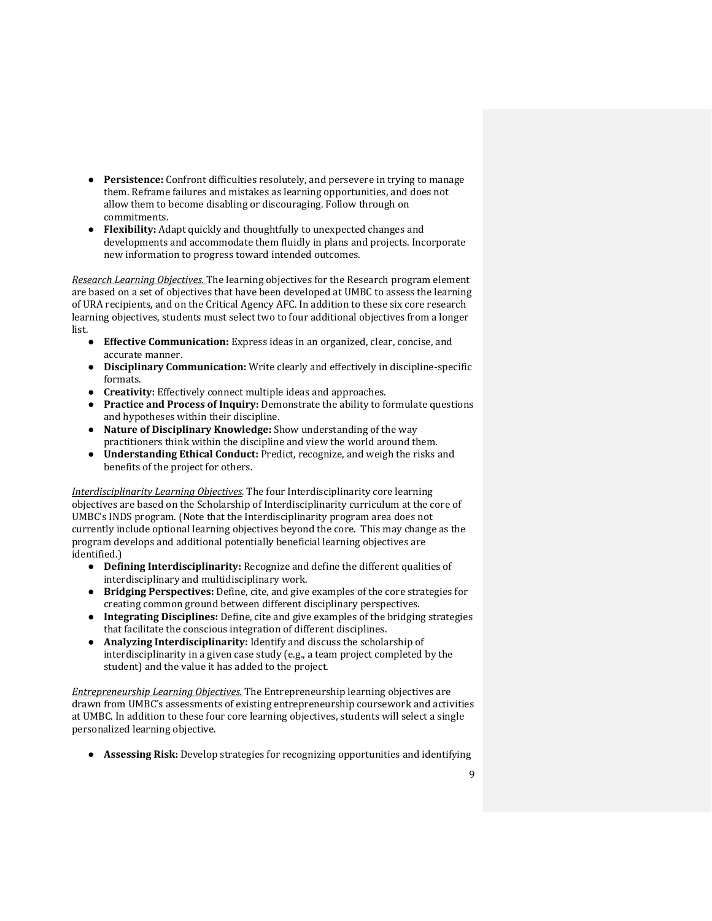- **Persistence:** Confront difficulties resolutely, and persevere in trying to manage them. Reframe failures and mistakes as learning opportunities, and does not allow them to become disabling or discouraging. Follow through on commitments.
- **Flexibility:** Adapt quickly and thoughtfully to unexpected changes and developments and accommodate them fluidly in plans and projects. Incorporate new information to progress toward intended outcomes.

*Research Learning Objectives.* The learning objectives for the Research program element are based on a set of objectives that have been developed at UMBC to assess the learning of URA recipients, and on the Critical Agency AFC. In addition to these six core research learning objectives, students must select two to four additional objectives from a longer list.

- **Effective Communication:** Express ideas in an organized, clear, concise, and accurate manner.
- **Disciplinary Communication:** Write clearly and effectively in discipline-specific formats.
- **Creativity:** Effectively connect multiple ideas and approaches.
- **Practice and Process of Inquiry:** Demonstrate the ability to formulate questions and hypotheses within their discipline.
- **Nature of Disciplinary Knowledge:** Show understanding of the way practitioners think within the discipline and view the world around them.
- **Understanding Ethical Conduct:** Predict, recognize, and weigh the risks and benefits of the project for others.

*Interdisciplinarity Learning Objectives.* The four Interdisciplinarity core learning objectives are based on the Scholarship of Interdisciplinarity curriculum at the core of UMBC's INDS program. (Note that the Interdisciplinarity program area does not currently include optional learning objectives beyond the core. This may change as the program develops and additional potentially beneficial learning objectives are identified.)

- **Defining Interdisciplinarity:** Recognize and define the different qualities of interdisciplinary and multidisciplinary work.
- **Bridging Perspectives:** Define, cite, and give examples of the core strategies for creating common ground between different disciplinary perspectives.
- **Integrating Disciplines:** Define, cite and give examples of the bridging strategies that facilitate the conscious integration of different disciplines.
- **Analyzing Interdisciplinarity:** Identify and discuss the scholarship of interdisciplinarity in a given case study (e.g., a team project completed by the student) and the value it has added to the project.

*Entrepreneurship Learning Objectives.* The Entrepreneurship learning objectives are drawn from UMBC's assessments of existing entrepreneurship coursework and activities at UMBC. In addition to these four core learning objectives, students will select a single personalized learning objective.

- **Assessing Risk:** Develop strategies for recognizing opportunities and identifying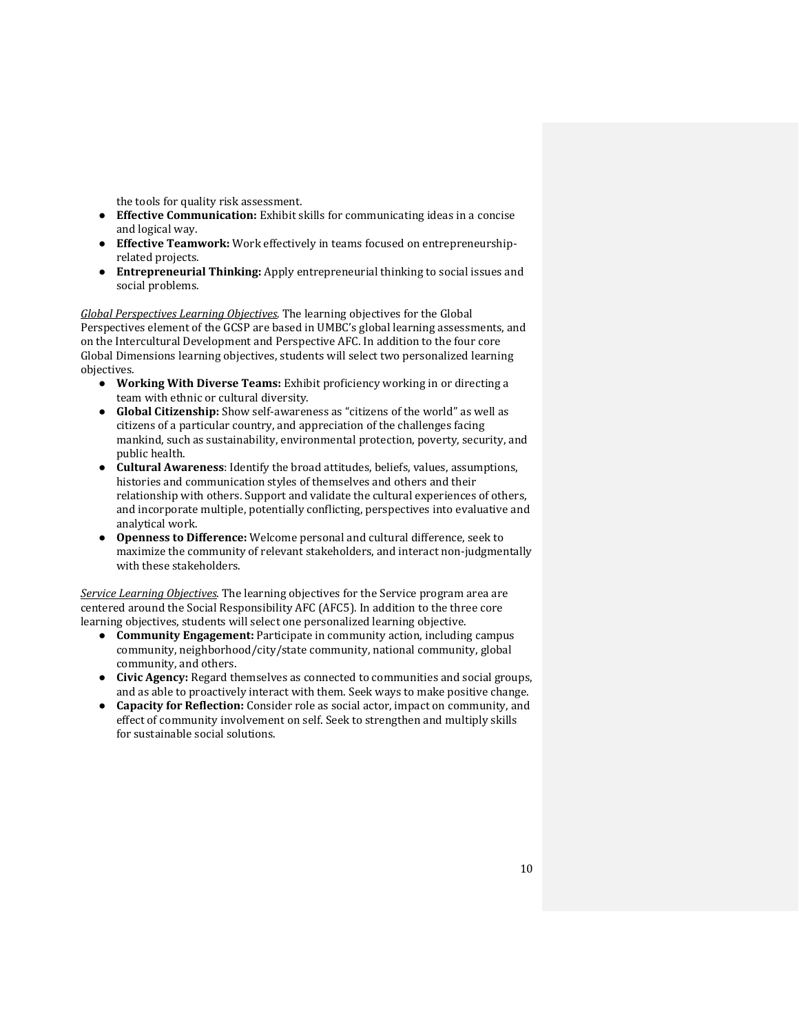the tools for quality risk assessment.

- **Effective Communication:** Exhibit skills for communicating ideas in a concise and logical way.
- **Effective Teamwork:** Work effectively in teams focused on entrepreneurship-related projects.
- **Entrepreneurial Thinking:** Apply entrepreneurial thinking to social issues and social problems.

*Global Perspectives Learning Objectives*. The learning objectives for the Global Perspectives element of the GCSP are based in UMBC's global learning assessments, and on the Intercultural Development and Perspective AFC. In addition to the four core Global Dimensions learning objectives, students will select two personalized learning objectives.

- **Working With Diverse Teams:** Exhibit proficiency working in or directing a team with ethnic or cultural diversity.
- **Global Citizenship:** Show self-awareness as "citizens of the world" as well as citizens of a particular country, and appreciation of the challenges facing mankind, such as sustainability, environmental protection, poverty, security, and public health.
- **Cultural Awareness**: Identify the broad attitudes, beliefs, values, assumptions, histories and communication styles of themselves and others and their relationship with others. Support and validate the cultural experiences of others, and incorporate multiple, potentially conflicting, perspectives into evaluative and analytical work.
- **Openness to Difference:** Welcome personal and cultural difference, seek to maximize the community of relevant stakeholders, and interact non-judgmentally with these stakeholders.

*Service Learning Objectives*. The learning objectives for the Service program area are centered around the Social Responsibility AFC (AFC5). In addition to the three core learning objectives, students will select one personalized learning objective.

- **Community Engagement:** Participate in community action, including campus community, neighborhood/city/state community, national community, global community, and others.
- **Civic Agency:** Regard themselves as connected to communities and social groups, and as able to proactively interact with them. Seek ways to make positive change.
- **Capacity for Reflection:** Consider role as social actor, impact on community, and effect of community involvement on self. Seek to strengthen and multiply skills for sustainable social solutions.